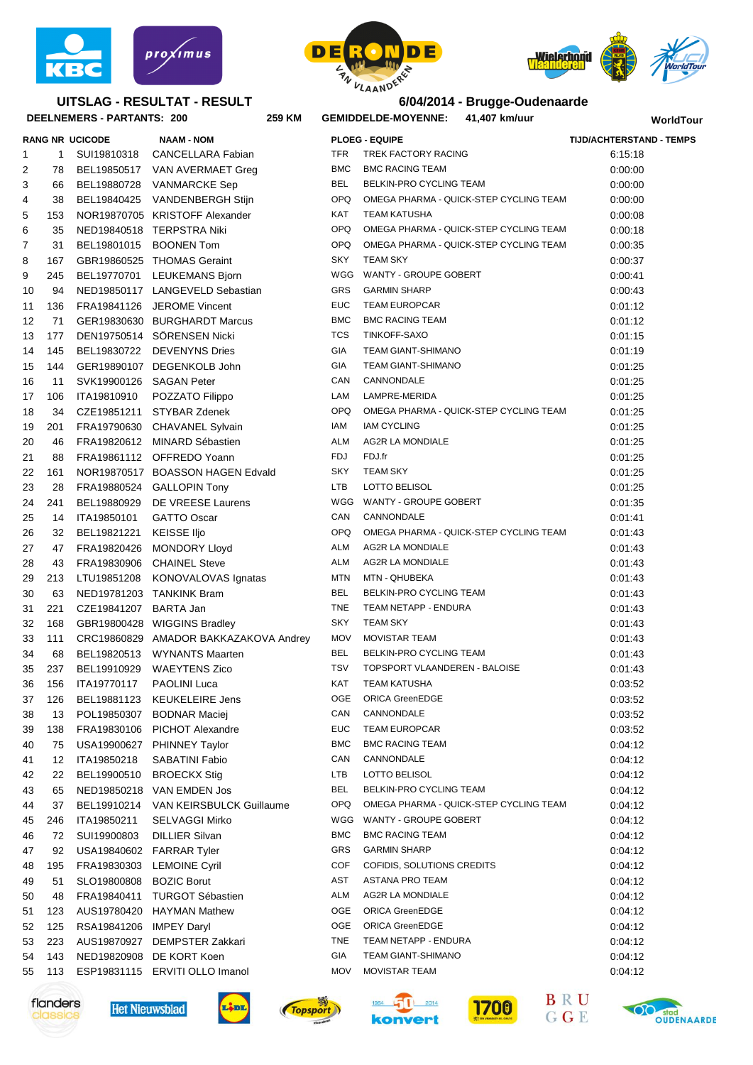## UITSLAG - RESULTAT - RESULT

**6/04/2014 - Brugge-Oudenaarde**

**DEELNEMERS - PARTANTS: 200** **259 KM** **GEMIDDELDE-MOYENNE: 41,407 km/uur** **WorldTour**

| RANG | NR | UCICODE | NAAM - NOM | PLOEG - EQUIPE | | TIJD/ACHTERSTAND - TEMPS |
|---|---|---|---|---|---|---|
| 1 | 1 | SUI19810318 | CANCELLARA Fabian | TFR | TREK FACTORY RACING | 6:15:18 |
| 2 | 78 | BEL19850517 | VAN AVERMAET Greg | BMC | BMC RACING TEAM | 0:00:00 |
| 3 | 66 | BEL19880728 | VANMARCKE Sep | BEL | BELKIN-PRO CYCLING TEAM | 0:00:00 |
| 4 | 38 | BEL19840425 | VANDENBERGH Stijn | OPQ | OMEGA PHARMA - QUICK-STEP CYCLING TEAM | 0:00:00 |
| 5 | 153 | NOR19870705 | KRISTOFF Alexander | KAT | TEAM KATUSHA | 0:00:08 |
| 6 | 35 | NED19840518 | TERPSTRA Niki | OPQ | OMEGA PHARMA - QUICK-STEP CYCLING TEAM | 0:00:18 |
| 7 | 31 | BEL19801015 | BOONEN Tom | OPQ | OMEGA PHARMA - QUICK-STEP CYCLING TEAM | 0:00:35 |
| 8 | 167 | GBR19860525 | THOMAS Geraint | SKY | TEAM SKY | 0:00:37 |
| 9 | 245 | BEL19770701 | LEUKEMANS Bjorn | WGG | WANTY - GROUPE GOBERT | 0:00:41 |
| 10 | 94 | NED19850117 | LANGEVELD Sebastian | GRS | GARMIN SHARP | 0:00:43 |
| 11 | 136 | FRA19841126 | JEROME Vincent | EUC | TEAM EUROPCAR | 0:01:12 |
| 12 | 71 | GER19830630 | BURGHARDT Marcus | BMC | BMC RACING TEAM | 0:01:12 |
| 13 | 177 | DEN19750514 | SÖRENSEN Nicki | TCS | TINKOFF-SAXO | 0:01:15 |
| 14 | 145 | BEL19830722 | DEVENYNS Dries | GIA | TEAM GIANT-SHIMANO | 0:01:19 |
| 15 | 144 | GER19890107 | DEGENKOLB John | GIA | TEAM GIANT-SHIMANO | 0:01:25 |
| 16 | 11 | SVK19900126 | SAGAN Peter | CAN | CANNONDALE | 0:01:25 |
| 17 | 106 | ITA19810910 | POZZATO Filippo | LAM | LAMPRE-MERIDA | 0:01:25 |
| 18 | 34 | CZE19851211 | STYBAR Zdenek | OPQ | OMEGA PHARMA - QUICK-STEP CYCLING TEAM | 0:01:25 |
| 19 | 201 | FRA19790630 | CHAVANEL Sylvain | IAM | IAM CYCLING | 0:01:25 |
| 20 | 46 | FRA19820612 | MINARD Sébastien | ALM | AG2R LA MONDIALE | 0:01:25 |
| 21 | 88 | FRA19861112 | OFFREDO Yoann | FDJ | FDJ.fr | 0:01:25 |
| 22 | 161 | NOR19870517 | BOASSON HAGEN Edvald | SKY | TEAM SKY | 0:01:25 |
| 23 | 28 | FRA19880524 | GALLOPIN Tony | LTB | LOTTO BELISOL | 0:01:25 |
| 24 | 241 | BEL19880929 | DE VREESE Laurens | WGG | WANTY - GROUPE GOBERT | 0:01:35 |
| 25 | 14 | ITA19850101 | GATTO Oscar | CAN | CANNONDALE | 0:01:41 |
| 26 | 32 | BEL19821221 | KEISSE Iljo | OPQ | OMEGA PHARMA - QUICK-STEP CYCLING TEAM | 0:01:43 |
| 27 | 47 | FRA19820426 | MONDORY Lloyd | ALM | AG2R LA MONDIALE | 0:01:43 |
| 28 | 43 | FRA19830906 | CHAINEL Steve | ALM | AG2R LA MONDIALE | 0:01:43 |
| 29 | 213 | LTU19851208 | KONOVALOVAS Ignatas | MTN | MTN - QHUBEKA | 0:01:43 |
| 30 | 63 | NED19781203 | TANKINK Bram | BEL | BELKIN-PRO CYCLING TEAM | 0:01:43 |
| 31 | 221 | CZE19841207 | BARTA Jan | TNE | TEAM NETAPP - ENDURA | 0:01:43 |
| 32 | 168 | GBR19800428 | WIGGINS Bradley | SKY | TEAM SKY | 0:01:43 |
| 33 | 111 | CRC19860829 | AMADOR BAKKAZAKOVA Andrey | MOV | MOVISTAR TEAM | 0:01:43 |
| 34 | 68 | BEL19820513 | WYNANTS Maarten | BEL | BELKIN-PRO CYCLING TEAM | 0:01:43 |
| 35 | 237 | BEL19910929 | WAEYTENS Zico | TSV | TOPSPORT VLAANDEREN - BALOISE | 0:01:43 |
| 36 | 156 | ITA19770117 | PAOLINI Luca | KAT | TEAM KATUSHA | 0:03:52 |
| 37 | 126 | BEL19881123 | KEUKELEIRE Jens | OGE | ORICA GreenEDGE | 0:03:52 |
| 38 | 13 | POL19850307 | BODNAR Maciej | CAN | CANNONDALE | 0:03:52 |
| 39 | 138 | FRA19830106 | PICHOT Alexandre | EUC | TEAM EUROPCAR | 0:03:52 |
| 40 | 75 | USA19900627 | PHINNEY Taylor | BMC | BMC RACING TEAM | 0:04:12 |
| 41 | 12 | ITA19850218 | SABATINI Fabio | CAN | CANNONDALE | 0:04:12 |
| 42 | 22 | BEL19900510 | BROECKX Stig | LTB | LOTTO BELISOL | 0:04:12 |
| 43 | 65 | NED19850218 | VAN EMDEN Jos | BEL | BELKIN-PRO CYCLING TEAM | 0:04:12 |
| 44 | 37 | BEL19910214 | VAN KEIRSBULCK Guillaume | OPQ | OMEGA PHARMA - QUICK-STEP CYCLING TEAM | 0:04:12 |
| 45 | 246 | ITA19850211 | SELVAGGI Mirko | WGG | WANTY - GROUPE GOBERT | 0:04:12 |
| 46 | 72 | SUI19900803 | DILLIER Silvan | BMC | BMC RACING TEAM | 0:04:12 |
| 47 | 92 | USA19840602 | FARRAR Tyler | GRS | GARMIN SHARP | 0:04:12 |
| 48 | 195 | FRA19830303 | LEMOINE Cyril | COF | COFIDIS, SOLUTIONS CREDITS | 0:04:12 |
| 49 | 51 | SLO19800808 | BOZIC Borut | AST | ASTANA PRO TEAM | 0:04:12 |
| 50 | 48 | FRA19840411 | TURGOT Sébastien | ALM | AG2R LA MONDIALE | 0:04:12 |
| 51 | 123 | AUS19780420 | HAYMAN Mathew | OGE | ORICA GreenEDGE | 0:04:12 |
| 52 | 125 | RSA19841206 | IMPEY Daryl | OGE | ORICA GreenEDGE | 0:04:12 |
| 53 | 223 | AUS19870927 | DEMPSTER Zakkari | TNE | TEAM NETAPP - ENDURA | 0:04:12 |
| 54 | 143 | NED19820908 | DE KORT Koen | GIA | TEAM GIANT-SHIMANO | 0:04:12 |
| 55 | 113 | ESP19831115 | ERVITI OLLO Imanol | MOV | MOVISTAR TEAM | 0:04:12 |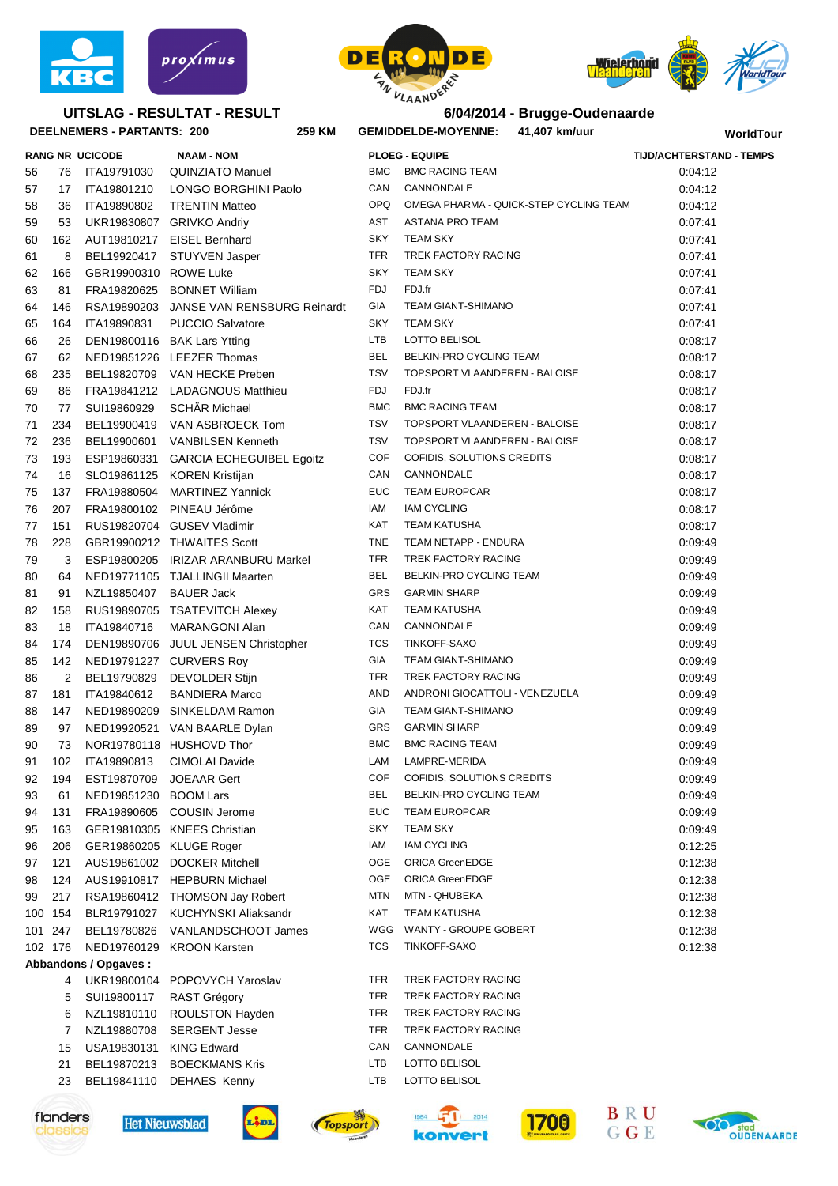## UITSLAG - RESULTAT - RESULT

**6/04/2014 - Brugge-Oudenaarde**

**DEELNEMERS - PARTANTS: 200** **259 KM** **GEMIDDELDE-MOYENNE: 41,407 km/uur** **WorldTour**

| RANG | NR | UCICODE | NAAM - NOM | PLOEG - EQUIPE | | TIJD/ACHTERSTAND - TEMPS |
|---|---|---|---|---|---|---|
| 56 | 76 | ITA19791030 | QUINZIATO Manuel | BMC | BMC RACING TEAM | 0:04:12 |
| 57 | 17 | ITA19801210 | LONGO BORGHINI Paolo | CAN | CANNONDALE | 0:04:12 |
| 58 | 36 | ITA19890802 | TRENTIN Matteo | OPQ | OMEGA PHARMA - QUICK-STEP CYCLING TEAM | 0:04:12 |
| 59 | 53 | UKR19830807 | GRIVKO Andriy | AST | ASTANA PRO TEAM | 0:07:41 |
| 60 | 162 | AUT19810217 | EISEL Bernhard | SKY | TEAM SKY | 0:07:41 |
| 61 | 8 | BEL19920417 | STUYVEN Jasper | TFR | TREK FACTORY RACING | 0:07:41 |
| 62 | 166 | GBR19900310 | ROWE Luke | SKY | TEAM SKY | 0:07:41 |
| 63 | 81 | FRA19820625 | BONNET William | FDJ | FDJ.fr | 0:07:41 |
| 64 | 146 | RSA19890203 | JANSE VAN RENSBURG Reinardt | GIA | TEAM GIANT-SHIMANO | 0:07:41 |
| 65 | 164 | ITA19890831 | PUCCIO Salvatore | SKY | TEAM SKY | 0:07:41 |
| 66 | 26 | DEN19800116 | BAK Lars Ytting | LTB | LOTTO BELISOL | 0:08:17 |
| 67 | 62 | NED19851226 | LEEZER Thomas | BEL | BELKIN-PRO CYCLING TEAM | 0:08:17 |
| 68 | 235 | BEL19820709 | VAN HECKE Preben | TSV | TOPSPORT VLAANDEREN - BALOISE | 0:08:17 |
| 69 | 86 | FRA19841212 | LADAGNOUS Matthieu | FDJ | FDJ.fr | 0:08:17 |
| 70 | 77 | SUI19860929 | SCHÄR Michael | BMC | BMC RACING TEAM | 0:08:17 |
| 71 | 234 | BEL19900419 | VAN ASBROECK Tom | TSV | TOPSPORT VLAANDEREN - BALOISE | 0:08:17 |
| 72 | 236 | BEL19900601 | VANBILSEN Kenneth | TSV | TOPSPORT VLAANDEREN - BALOISE | 0:08:17 |
| 73 | 193 | ESP19860331 | GARCIA ECHEGUIBEL Egoitz | COF | COFIDIS, SOLUTIONS CREDITS | 0:08:17 |
| 74 | 16 | SLO19861125 | KOREN Kristijan | CAN | CANNONDALE | 0:08:17 |
| 75 | 137 | FRA19880504 | MARTINEZ Yannick | EUC | TEAM EUROPCAR | 0:08:17 |
| 76 | 207 | FRA19800102 | PINEAU Jérôme | IAM | IAM CYCLING | 0:08:17 |
| 77 | 151 | RUS19820704 | GUSEV Vladimir | KAT | TEAM KATUSHA | 0:08:17 |
| 78 | 228 | GBR19900212 | THWAITES Scott | TNE | TEAM NETAPP - ENDURA | 0:09:49 |
| 79 | 3 | ESP19800205 | IRIZAR ARANBURU Markel | TFR | TREK FACTORY RACING | 0:09:49 |
| 80 | 64 | NED19771105 | TJALLINGII Maarten | BEL | BELKIN-PRO CYCLING TEAM | 0:09:49 |
| 81 | 91 | NZL19850407 | BAUER Jack | GRS | GARMIN SHARP | 0:09:49 |
| 82 | 158 | RUS19890705 | TSATEVITCH Alexey | KAT | TEAM KATUSHA | 0:09:49 |
| 83 | 18 | ITA19840716 | MARANGONI Alan | CAN | CANNONDALE | 0:09:49 |
| 84 | 174 | DEN19890706 | JUUL JENSEN Christopher | TCS | TINKOFF-SAXO | 0:09:49 |
| 85 | 142 | NED19791227 | CURVERS Roy | GIA | TEAM GIANT-SHIMANO | 0:09:49 |
| 86 | 2 | BEL19790829 | DEVOLDER Stijn | TFR | TREK FACTORY RACING | 0:09:49 |
| 87 | 181 | ITA19840612 | BANDIERA Marco | AND | ANDRONI GIOCATTOLI - VENEZUELA | 0:09:49 |
| 88 | 147 | NED19890209 | SINKELDAM Ramon | GIA | TEAM GIANT-SHIMANO | 0:09:49 |
| 89 | 97 | NED19920521 | VAN BAARLE Dylan | GRS | GARMIN SHARP | 0:09:49 |
| 90 | 73 | NOR19780118 | HUSHOVD Thor | BMC | BMC RACING TEAM | 0:09:49 |
| 91 | 102 | ITA19890813 | CIMOLAI Davide | LAM | LAMPRE-MERIDA | 0:09:49 |
| 92 | 194 | EST19870709 | JOEAAR Gert | COF | COFIDIS, SOLUTIONS CREDITS | 0:09:49 |
| 93 | 61 | NED19851230 | BOOM Lars | BEL | BELKIN-PRO CYCLING TEAM | 0:09:49 |
| 94 | 131 | FRA19890605 | COUSIN Jerome | EUC | TEAM EUROPCAR | 0:09:49 |
| 95 | 163 | GER19810305 | KNEES Christian | SKY | TEAM SKY | 0:09:49 |
| 96 | 206 | GER19860205 | KLUGE Roger | IAM | IAM CYCLING | 0:12:25 |
| 97 | 121 | AUS19861002 | DOCKER Mitchell | OGE | ORICA GreenEDGE | 0:12:38 |
| 98 | 124 | AUS19910817 | HEPBURN Michael | OGE | ORICA GreenEDGE | 0:12:38 |
| 99 | 217 | RSA19860412 | THOMSON Jay Robert | MTN | MTN - QHUBEKA | 0:12:38 |
| 100 | 154 | BLR19791027 | KUCHYNSKI Aliaksandr | KAT | TEAM KATUSHA | 0:12:38 |
| 101 | 247 | BEL19780826 | VANLANDSCHOOT James | WGG | WANTY - GROUPE GOBERT | 0:12:38 |
| 102 | 176 | NED19760129 | KROON Karsten | TCS | TINKOFF-SAXO | 0:12:38 |

**Abbandons / Opgaves :**

| RANG | NR | UCICODE | NAAM - NOM | PLOEG - EQUIPE | | TIJD/ACHTERSTAND - TEMPS |
|---|---|---|---|---|---|---|
| | 4 | UKR19800104 | POPOVYCH Yaroslav | TFR | TREK FACTORY RACING | |
| | 5 | SUI19800117 | RAST Grégory | TFR | TREK FACTORY RACING | |
| | 6 | NZL19810110 | ROULSTON Hayden | TFR | TREK FACTORY RACING | |
| | 7 | NZL19880708 | SERGENT Jesse | TFR | TREK FACTORY RACING | |
| | 15 | USA19830131 | KING Edward | CAN | CANNONDALE | |
| | 21 | BEL19870213 | BOECKMANS Kris | LTB | LOTTO BELISOL | |
| | 23 | BEL19841110 | DEHAES Kenny | LTB | LOTTO BELISOL | |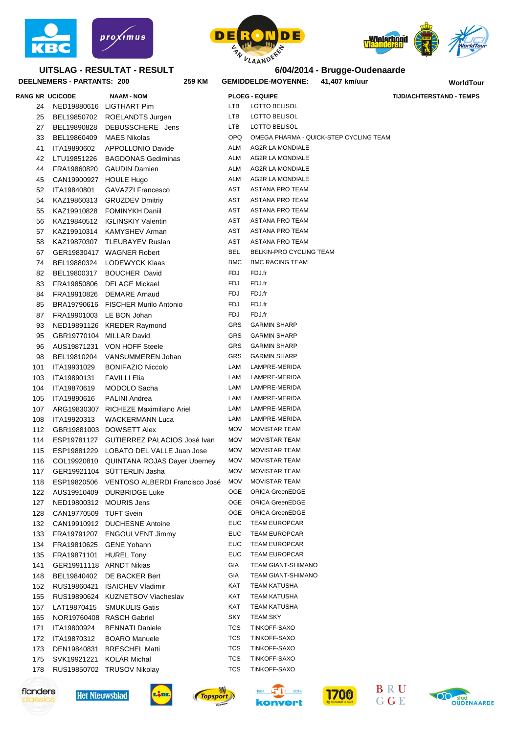## UITSLAG - RESULTAT - RESULT

**6/04/2014 - Brugge-Oudenaarde**

**DEELNEMERS - PARTANTS: 200** &nbsp;&nbsp; **259 KM** &nbsp;&nbsp; **GEMIDDELDE-MOYENNE: 41,407 km/uur** &nbsp;&nbsp; **WorldTour**

| RANG | NR | UCICODE | NAAM - NOM | PLOEG - EQUIPE | | TIJD/ACHTERSTAND - TEMPS |
|---|---|---|---|---|---|---|
| | 24 | NED19880616 | LIGTHART Pim | LTB | LOTTO BELISOL | |
| | 25 | BEL19850702 | ROELANDTS Jurgen | LTB | LOTTO BELISOL | |
| | 27 | BEL19890828 | DEBUSSCHERE Jens | LTB | LOTTO BELISOL | |
| | 33 | BEL19860409 | MAES Nikolas | OPQ | OMEGA PHARMA - QUICK-STEP CYCLING TEAM | |
| | 41 | ITA19890602 | APPOLLONIO Davide | ALM | AG2R LA MONDIALE | |
| | 42 | LTU19851226 | BAGDONAS Gediminas | ALM | AG2R LA MONDIALE | |
| | 44 | FRA19860820 | GAUDIN Damien | ALM | AG2R LA MONDIALE | |
| | 45 | CAN19900927 | HOULE Hugo | ALM | AG2R LA MONDIALE | |
| | 52 | ITA19840801 | GAVAZZI Francesco | AST | ASTANA PRO TEAM | |
| | 54 | KAZ19860313 | GRUZDEV Dmitriy | AST | ASTANA PRO TEAM | |
| | 55 | KAZ19910828 | FOMINYKH Daniil | AST | ASTANA PRO TEAM | |
| | 56 | KAZ19840512 | IGLINSKIY Valentin | AST | ASTANA PRO TEAM | |
| | 57 | KAZ19910314 | KAMYSHEV Arman | AST | ASTANA PRO TEAM | |
| | 58 | KAZ19870307 | TLEUBAYEV Ruslan | AST | ASTANA PRO TEAM | |
| | 67 | GER19830417 | WAGNER Robert | BEL | BELKIN-PRO CYCLING TEAM | |
| | 74 | BEL19880324 | LODEWYCK Klaas | BMC | BMC RACING TEAM | |
| | 82 | BEL19800317 | BOUCHER David | FDJ | FDJ.fr | |
| | 83 | FRA19850806 | DELAGE Mickael | FDJ | FDJ.fr | |
| | 84 | FRA19910826 | DEMARE Arnaud | FDJ | FDJ.fr | |
| | 85 | BRA19790616 | FISCHER Murilo Antonio | FDJ | FDJ.fr | |
| | 87 | FRA19901003 | LE BON Johan | FDJ | FDJ.fr | |
| | 93 | NED19891126 | KREDER Raymond | GRS | GARMIN SHARP | |
| | 95 | GBR19770104 | MILLAR David | GRS | GARMIN SHARP | |
| | 96 | AUS19871231 | VON HOFF Steele | GRS | GARMIN SHARP | |
| | 98 | BEL19810204 | VANSUMMEREN Johan | GRS | GARMIN SHARP | |
| | 101 | ITA19931029 | BONIFAZIO Niccolo | LAM | LAMPRE-MERIDA | |
| | 103 | ITA19890131 | FAVILLI Elia | LAM | LAMPRE-MERIDA | |
| | 104 | ITA19870619 | MODOLO Sacha | LAM | LAMPRE-MERIDA | |
| | 105 | ITA19890616 | PALINI Andrea | LAM | LAMPRE-MERIDA | |
| | 107 | ARG19830307 | RICHEZE Maximiliano Ariel | LAM | LAMPRE-MERIDA | |
| | 108 | ITA19920313 | WACKERMANN Luca | LAM | LAMPRE-MERIDA | |
| | 112 | GBR19881003 | DOWSETT Alex | MOV | MOVISTAR TEAM | |
| | 114 | ESP19781127 | GUTIERREZ PALACIOS José Ivan | MOV | MOVISTAR TEAM | |
| | 115 | ESP19881229 | LOBATO DEL VALLE Juan Jose | MOV | MOVISTAR TEAM | |
| | 116 | COL19920810 | QUINTANA ROJAS Dayer Uberney | MOV | MOVISTAR TEAM | |
| | 117 | GER19921104 | SÜTTERLIN Jasha | MOV | MOVISTAR TEAM | |
| | 118 | ESP19820506 | VENTOSO ALBERDI Francisco José | MOV | MOVISTAR TEAM | |
| | 122 | AUS19910409 | DURBRIDGE Luke | OGE | ORICA GreenEDGE | |
| | 127 | NED19800312 | MOURIS Jens | OGE | ORICA GreenEDGE | |
| | 128 | CAN19770509 | TUFT Svein | OGE | ORICA GreenEDGE | |
| | 132 | CAN19910912 | DUCHESNE Antoine | EUC | TEAM EUROPCAR | |
| | 133 | FRA19791207 | ENGOULVENT Jimmy | EUC | TEAM EUROPCAR | |
| | 134 | FRA19810625 | GENE Yohann | EUC | TEAM EUROPCAR | |
| | 135 | FRA19871101 | HUREL Tony | EUC | TEAM EUROPCAR | |
| | 141 | GER19911118 | ARNDT Nikias | GIA | TEAM GIANT-SHIMANO | |
| | 148 | BEL19840402 | DE BACKER Bert | GIA | TEAM GIANT-SHIMANO | |
| | 152 | RUS19860421 | ISAICHEV Vladimir | KAT | TEAM KATUSHA | |
| | 155 | RUS19890624 | KUZNETSOV Viacheslav | KAT | TEAM KATUSHA | |
| | 157 | LAT19870415 | SMUKULIS Gatis | KAT | TEAM KATUSHA | |
| | 165 | NOR19760408 | RASCH Gabriel | SKY | TEAM SKY | |
| | 171 | ITA19800924 | BENNATI Daniele | TCS | TINKOFF-SAXO | |
| | 172 | ITA19870312 | BOARO Manuele | TCS | TINKOFF-SAXO | |
| | 173 | DEN19840831 | BRESCHEL Matti | TCS | TINKOFF-SAXO | |
| | 175 | SVK19921221 | KOLÁR Michal | TCS | TINKOFF-SAXO | |
| | 178 | RUS19850702 | TRUSOV Nikolay | TCS | TINKOFF-SAXO | |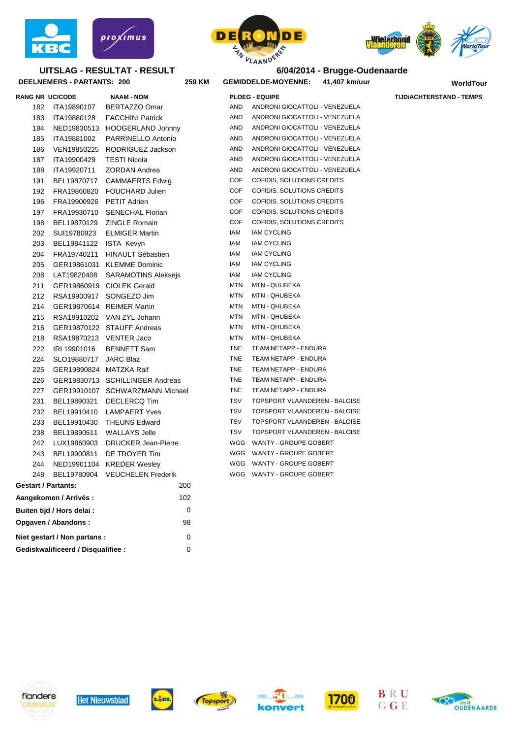## UITSLAG - RESULTAT - RESULT

## 6/04/2014 - Brugge-Oudenaarde

**DEELNEMERS - PARTANTS: 200** **259 KM** **GEMIDDELDE-MOYENNE: 41,407 km/uur** **WorldTour**

| RANG | NR | UCICODE | NAAM - NOM | PLOEG - EQUIPE | | TIJD/ACHTERSTAND - TEMPS |
|---|---|---|---|---|---|---|
| | 182 | ITA19890107 | BERTAZZO Omar | AND | ANDRONI GIOCATTOLI - VENEZUELA | |
| | 183 | ITA19880128 | FACCHINI Patrick | AND | ANDRONI GIOCATTOLI - VENEZUELA | |
| | 184 | NED19830513 | HOOGERLAND Johnny | AND | ANDRONI GIOCATTOLI - VENEZUELA | |
| | 185 | ITA19881002 | PARRINELLO Antonio | AND | ANDRONI GIOCATTOLI - VENEZUELA | |
| | 186 | VEN19850225 | RODRIGUEZ Jackson | AND | ANDRONI GIOCATTOLI - VENEZUELA | |
| | 187 | ITA19900429 | TESTI Nicola | AND | ANDRONI GIOCATTOLI - VENEZUELA | |
| | 188 | ITA19920711 | ZORDAN Andrea | AND | ANDRONI GIOCATTOLI - VENEZUELA | |
| | 191 | BEL19870717 | CAMMAERTS Edwig | COF | COFIDIS, SOLUTIONS CREDITS | |
| | 192 | FRA19860820 | FOUCHARD Julien | COF | COFIDIS, SOLUTIONS CREDITS | |
| | 196 | FRA19900926 | PETIT Adrien | COF | COFIDIS, SOLUTIONS CREDITS | |
| | 197 | FRA19930710 | SENECHAL Florian | COF | COFIDIS, SOLUTIONS CREDITS | |
| | 198 | BEL19870129 | ZINGLE Romain | COF | COFIDIS, SOLUTIONS CREDITS | |
| | 202 | SUI19780923 | ELMIGER Martin | IAM | IAM CYCLING | |
| | 203 | BEL19841122 | ISTA Kevyn | IAM | IAM CYCLING | |
| | 204 | FRA19740211 | HINAULT Sébastien | IAM | IAM CYCLING | |
| | 205 | GER19861031 | KLEMME Dominic | IAM | IAM CYCLING | |
| | 208 | LAT19820408 | SARAMOTINS Aleksejs | IAM | IAM CYCLING | |
| | 211 | GER19860919 | CIOLEK Gerald | MTN | MTN - QHUBEKA | |
| | 212 | RSA19900917 | SONGEZO Jim | MTN | MTN - QHUBEKA | |
| | 214 | GER19870614 | REIMER Martin | MTN | MTN - QHUBEKA | |
| | 215 | RSA19910202 | VAN ZYL Johann | MTN | MTN - QHUBEKA | |
| | 216 | GER19870122 | STAUFF Andreas | MTN | MTN - QHUBEKA | |
| | 218 | RSA19870213 | VENTER Jaco | MTN | MTN - QHUBEKA | |
| | 222 | IRL19901016 | BENNETT Sam | TNE | TEAM NETAPP - ENDURA | |
| | 224 | SLO19880717 | JARC Blaz | TNE | TEAM NETAPP - ENDURA | |
| | 225 | GER19890824 | MATZKA Ralf | TNE | TEAM NETAPP - ENDURA | |
| | 226 | GER19830713 | SCHILLINGER Andreas | TNE | TEAM NETAPP - ENDURA | |
| | 227 | GER19910107 | SCHWARZMANN Michael | TNE | TEAM NETAPP - ENDURA | |
| | 231 | BEL19890321 | DECLERCQ Tim | TSV | TOPSPORT VLAANDEREN - BALOISE | |
| | 232 | BEL19910410 | LAMPAERT Yves | TSV | TOPSPORT VLAANDEREN - BALOISE | |
| | 233 | BEL19910430 | THEUNS Edward | TSV | TOPSPORT VLAANDEREN - BALOISE | |
| | 238 | BEL19890511 | WALLAYS Jelle | TSV | TOPSPORT VLAANDEREN - BALOISE | |
| | 242 | LUX19860903 | DRUCKER Jean-Pierre | WGG | WANTY - GROUPE GOBERT | |
| | 243 | BEL19900811 | DE TROYER Tim | WGG | WANTY - GROUPE GOBERT | |
| | 244 | NED19901104 | KREDER Wesley | WGG | WANTY - GROUPE GOBERT | |
| | 248 | BEL19780904 | VEUCHELEN Frederik | WGG | WANTY - GROUPE GOBERT | |

| | |
|---|---|
| **Gestart / Partants:** | 200 |
| **Aangekomen / Arrivés :** | 102 |
| **Buiten tijd / Hors delai :** | 0 |
| **Opgaven / Abandons :** | 98 |
| **Niet gestart / Non partans :** | 0 |
| **Gediskwalificeerd / Disqualifiee :** | 0 |